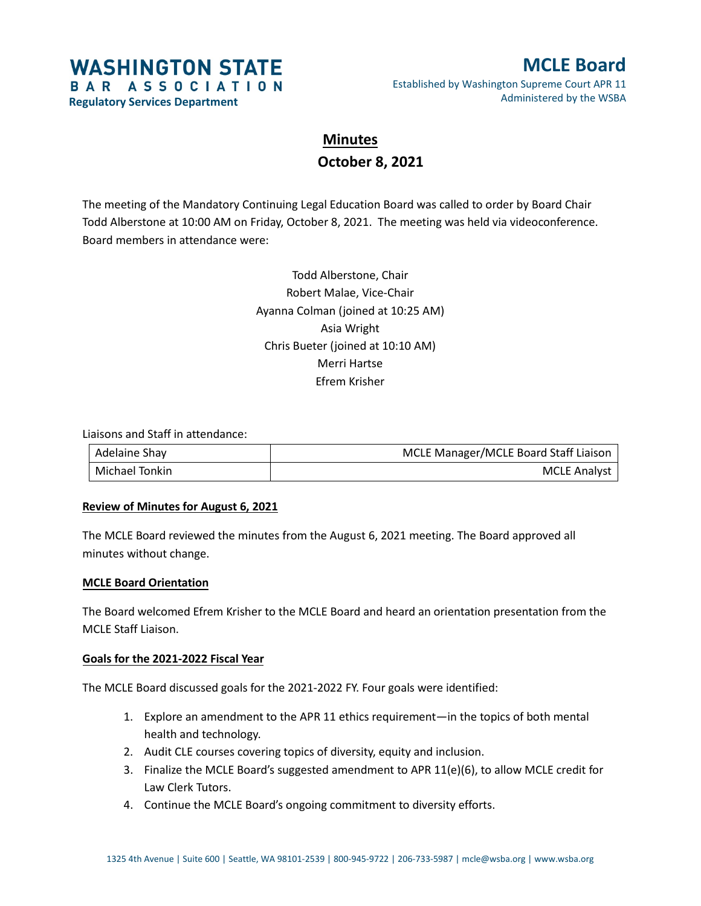**WASHINGTON STATE**
**BAR ASSOCIATION**
**Regulatory Services Department**

**MCLE Board**
Established by Washington Supreme Court APR 11
Administered by the WSBA

# Minutes

## October 8, 2021

The meeting of the Mandatory Continuing Legal Education Board was called to order by Board Chair Todd Alberstone at 10:00 AM on Friday, October 8, 2021. The meeting was held via videoconference. Board members in attendance were:

Todd Alberstone, Chair
Robert Malae, Vice-Chair
Ayanna Colman (joined at 10:25 AM)
Asia Wright
Chris Bueter (joined at 10:10 AM)
Merri Hartse
Efrem Krisher

Liaisons and Staff in attendance:

| | |
|---|---|
| Adelaine Shay | MCLE Manager/MCLE Board Staff Liaison |
| Michael Tonkin | MCLE Analyst |

**Review of Minutes for August 6, 2021**

The MCLE Board reviewed the minutes from the August 6, 2021 meeting. The Board approved all minutes without change.

**MCLE Board Orientation**

The Board welcomed Efrem Krisher to the MCLE Board and heard an orientation presentation from the MCLE Staff Liaison.

**Goals for the 2021-2022 Fiscal Year**

The MCLE Board discussed goals for the 2021-2022 FY. Four goals were identified:

1. Explore an amendment to the APR 11 ethics requirement—in the topics of both mental health and technology.
2. Audit CLE courses covering topics of diversity, equity and inclusion.
3. Finalize the MCLE Board's suggested amendment to APR 11(e)(6), to allow MCLE credit for Law Clerk Tutors.
4. Continue the MCLE Board's ongoing commitment to diversity efforts.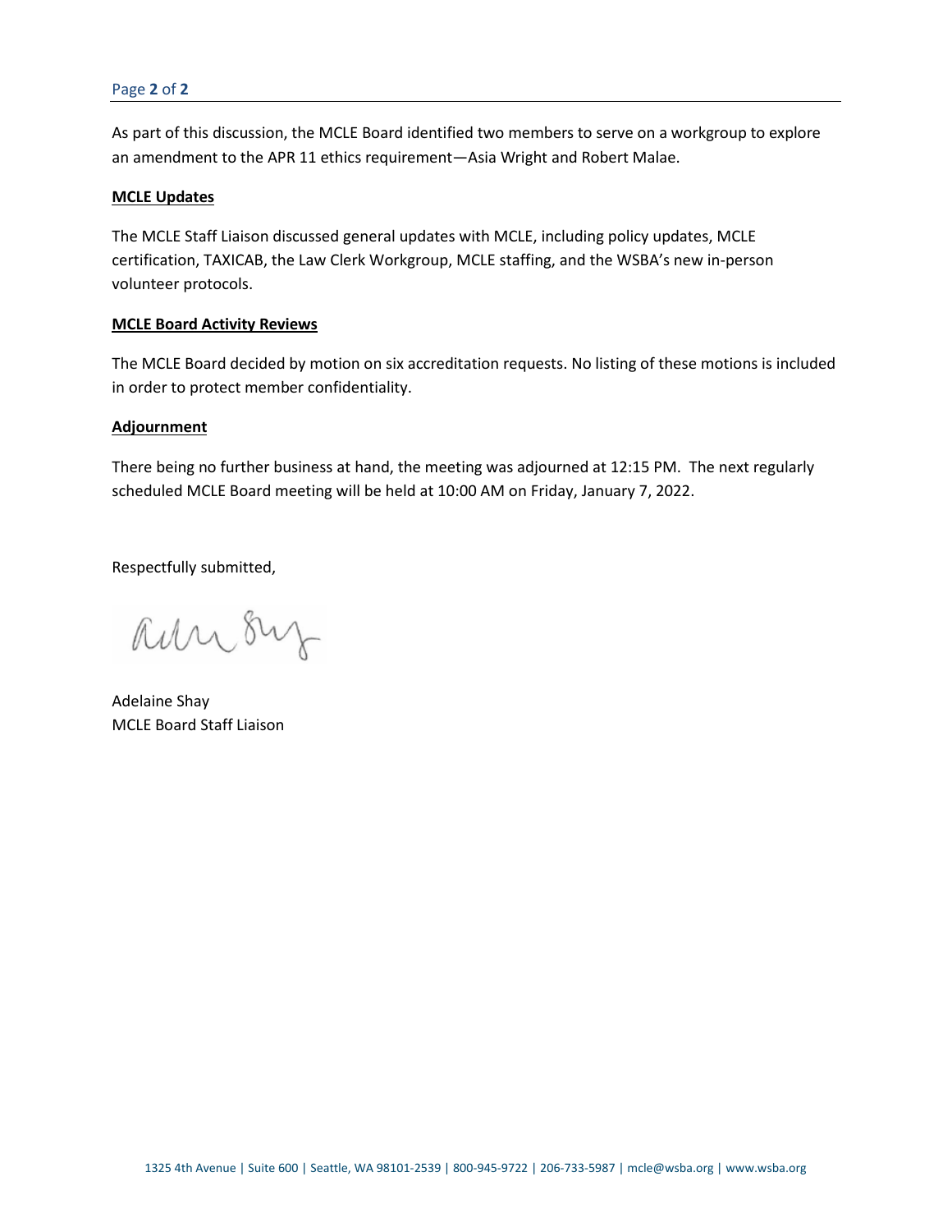As part of this discussion, the MCLE Board identified two members to serve on a workgroup to explore an amendment to the APR 11 ethics requirement—Asia Wright and Robert Malae.

**MCLE Updates**

The MCLE Staff Liaison discussed general updates with MCLE, including policy updates, MCLE certification, TAXICAB, the Law Clerk Workgroup, MCLE staffing, and the WSBA's new in-person volunteer protocols.

**MCLE Board Activity Reviews**

The MCLE Board decided by motion on six accreditation requests. No listing of these motions is included in order to protect member confidentiality.

**Adjournment**

There being no further business at hand, the meeting was adjourned at 12:15 PM. The next regularly scheduled MCLE Board meeting will be held at 10:00 AM on Friday, January 7, 2022.

Respectfully submitted,

Adelaine Shay
MCLE Board Staff Liaison

1325 4th Avenue | Suite 600 | Seattle, WA 98101-2539 | 800-945-9722 | 206-733-5987 | mcle@wsba.org | www.wsba.org